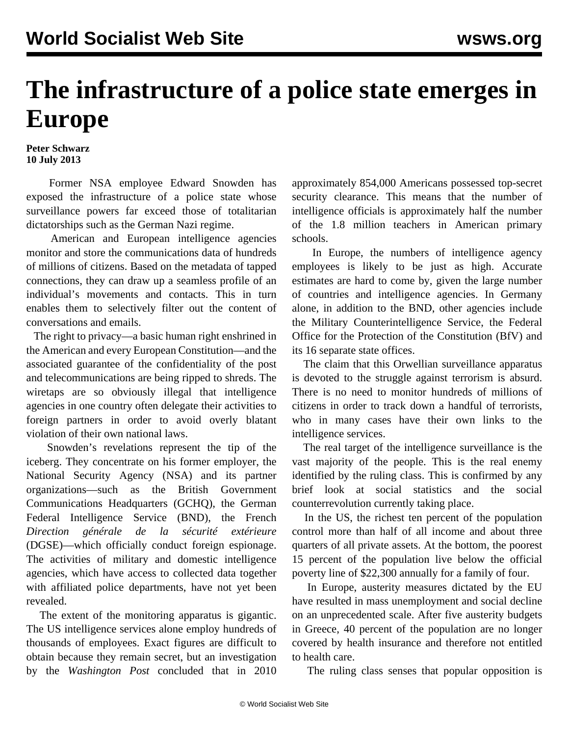# The infrastructure of a police state emerges in Europe

**Peter Schwarz**
**10 July 2013**

Former NSA employee Edward Snowden has exposed the infrastructure of a police state whose surveillance powers far exceed those of totalitarian dictatorships such as the German Nazi regime.

American and European intelligence agencies monitor and store the communications data of hundreds of millions of citizens. Based on the metadata of tapped connections, they can draw up a seamless profile of an individual's movements and contacts. This in turn enables them to selectively filter out the content of conversations and emails.

The right to privacy—a basic human right enshrined in the American and every European Constitution—and the associated guarantee of the confidentiality of the post and telecommunications are being ripped to shreds. The wiretaps are so obviously illegal that intelligence agencies in one country often delegate their activities to foreign partners in order to avoid overly blatant violation of their own national laws.

Snowden's revelations represent the tip of the iceberg. They concentrate on his former employer, the National Security Agency (NSA) and its partner organizations—such as the British Government Communications Headquarters (GCHQ), the German Federal Intelligence Service (BND), the French *Direction générale de la sécurité extérieure* (DGSE)—which officially conduct foreign espionage. The activities of military and domestic intelligence agencies, which have access to collected data together with affiliated police departments, have not yet been revealed.

The extent of the monitoring apparatus is gigantic. The US intelligence services alone employ hundreds of thousands of employees. Exact figures are difficult to obtain because they remain secret, but an investigation by the *Washington Post* concluded that in 2010 approximately 854,000 Americans possessed top-secret security clearance. This means that the number of intelligence officials is approximately half the number of the 1.8 million teachers in American primary schools.

In Europe, the numbers of intelligence agency employees is likely to be just as high. Accurate estimates are hard to come by, given the large number of countries and intelligence agencies. In Germany alone, in addition to the BND, other agencies include the Military Counterintelligence Service, the Federal Office for the Protection of the Constitution (BfV) and its 16 separate state offices.

The claim that this Orwellian surveillance apparatus is devoted to the struggle against terrorism is absurd. There is no need to monitor hundreds of millions of citizens in order to track down a handful of terrorists, who in many cases have their own links to the intelligence services.

The real target of the intelligence surveillance is the vast majority of the people. This is the real enemy identified by the ruling class. This is confirmed by any brief look at social statistics and the social counterrevolution currently taking place.

In the US, the richest ten percent of the population control more than half of all income and about three quarters of all private assets. At the bottom, the poorest 15 percent of the population live below the official poverty line of $22,300 annually for a family of four.

In Europe, austerity measures dictated by the EU have resulted in mass unemployment and social decline on an unprecedented scale. After five austerity budgets in Greece, 40 percent of the population are no longer covered by health insurance and therefore not entitled to health care.

The ruling class senses that popular opposition is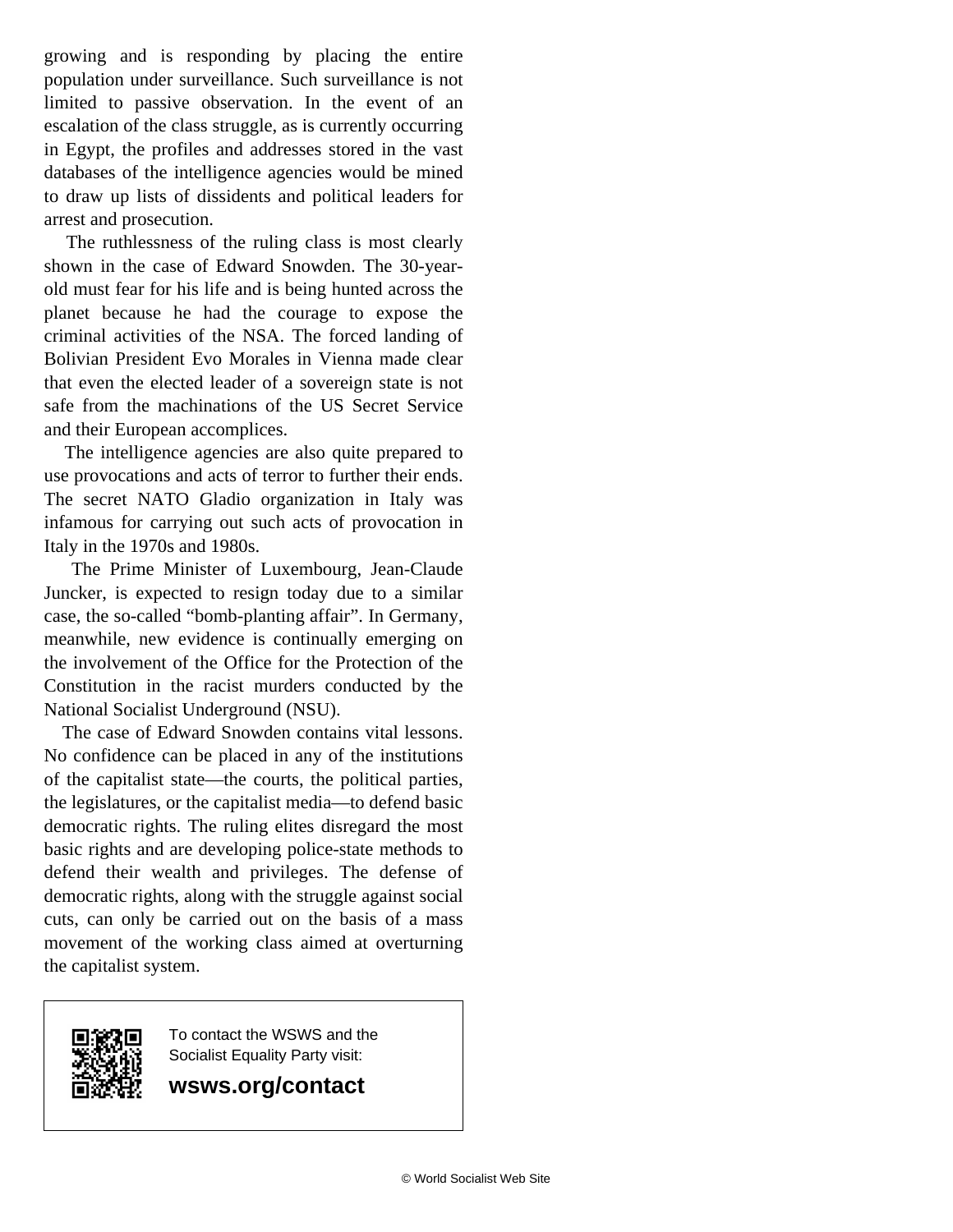growing and is responding by placing the entire population under surveillance. Such surveillance is not limited to passive observation. In the event of an escalation of the class struggle, as is currently occurring in Egypt, the profiles and addresses stored in the vast databases of the intelligence agencies would be mined to draw up lists of dissidents and political leaders for arrest and prosecution.

The ruthlessness of the ruling class is most clearly shown in the case of Edward Snowden. The 30-year-old must fear for his life and is being hunted across the planet because he had the courage to expose the criminal activities of the NSA. The forced landing of Bolivian President Evo Morales in Vienna made clear that even the elected leader of a sovereign state is not safe from the machinations of the US Secret Service and their European accomplices.

The intelligence agencies are also quite prepared to use provocations and acts of terror to further their ends. The secret NATO Gladio organization in Italy was infamous for carrying out such acts of provocation in Italy in the 1970s and 1980s.

The Prime Minister of Luxembourg, Jean-Claude Juncker, is expected to resign today due to a similar case, the so-called "bomb-planting affair". In Germany, meanwhile, new evidence is continually emerging on the involvement of the Office for the Protection of the Constitution in the racist murders conducted by the National Socialist Underground (NSU).

The case of Edward Snowden contains vital lessons. No confidence can be placed in any of the institutions of the capitalist state—the courts, the political parties, the legislatures, or the capitalist media—to defend basic democratic rights. The ruling elites disregard the most basic rights and are developing police-state methods to defend their wealth and privileges. The defense of democratic rights, along with the struggle against social cuts, can only be carried out on the basis of a mass movement of the working class aimed at overturning the capitalist system.

To contact the WSWS and the Socialist Equality Party visit:

**wsws.org/contact**